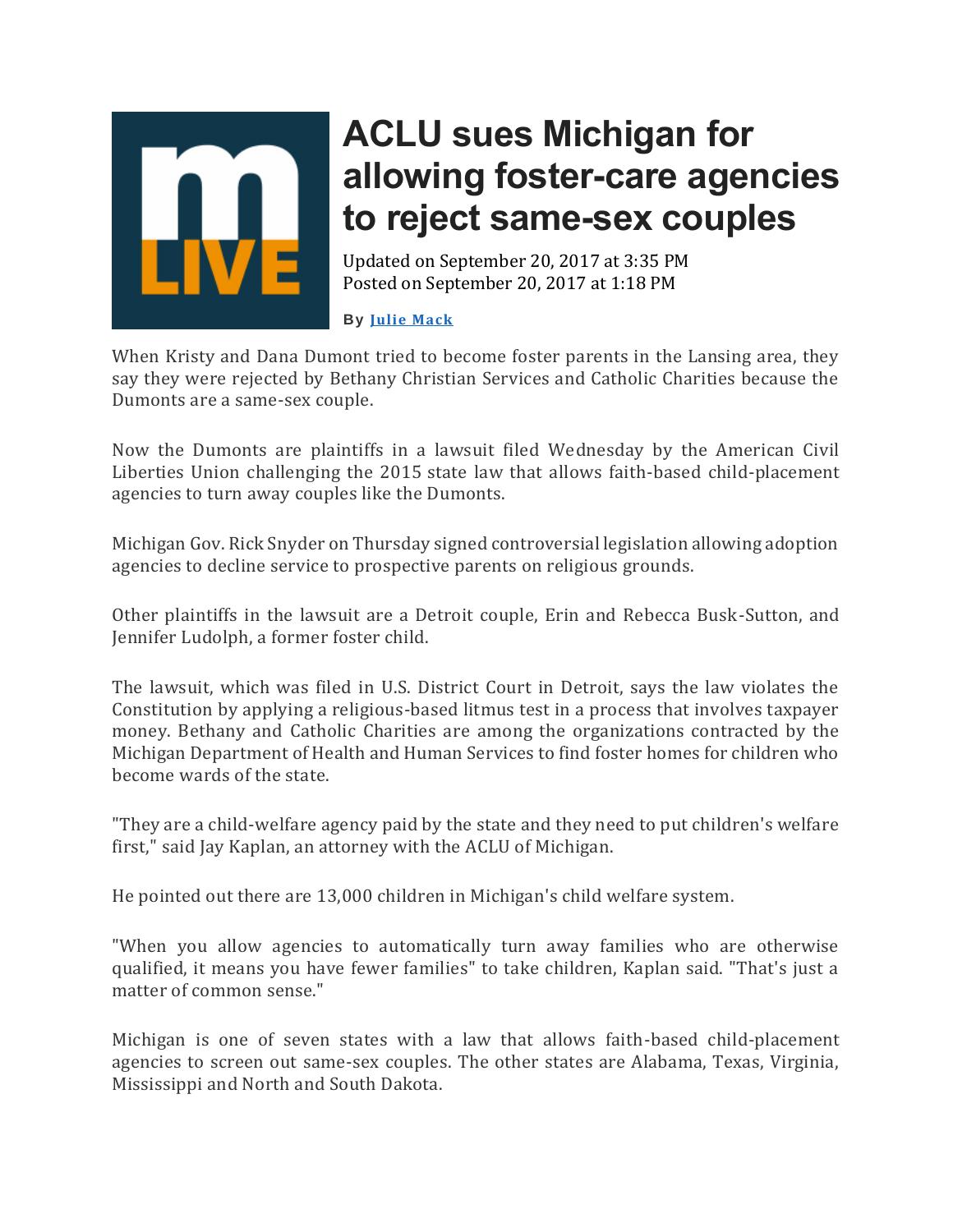# ACLU sues Michigan for allowing foster-care agencies to reject same-sex couples

Updated on September 20, 2017 at 3:35 PM
Posted on September 20, 2017 at 1:18 PM

**By Julie Mack**

When Kristy and Dana Dumont tried to become foster parents in the Lansing area, they say they were rejected by Bethany Christian Services and Catholic Charities because the Dumonts are a same-sex couple.

Now the Dumonts are plaintiffs in a lawsuit filed Wednesday by the American Civil Liberties Union challenging the 2015 state law that allows faith-based child-placement agencies to turn away couples like the Dumonts.

Michigan Gov. Rick Snyder on Thursday signed controversial legislation allowing adoption agencies to decline service to prospective parents on religious grounds.

Other plaintiffs in the lawsuit are a Detroit couple, Erin and Rebecca Busk-Sutton, and Jennifer Ludolph, a former foster child.

The lawsuit, which was filed in U.S. District Court in Detroit, says the law violates the Constitution by applying a religious-based litmus test in a process that involves taxpayer money. Bethany and Catholic Charities are among the organizations contracted by the Michigan Department of Health and Human Services to find foster homes for children who become wards of the state.

"They are a child-welfare agency paid by the state and they need to put children's welfare first," said Jay Kaplan, an attorney with the ACLU of Michigan.

He pointed out there are 13,000 children in Michigan's child welfare system.

"When you allow agencies to automatically turn away families who are otherwise qualified, it means you have fewer families" to take children, Kaplan said. "That's just a matter of common sense."

Michigan is one of seven states with a law that allows faith-based child-placement agencies to screen out same-sex couples. The other states are Alabama, Texas, Virginia, Mississippi and North and South Dakota.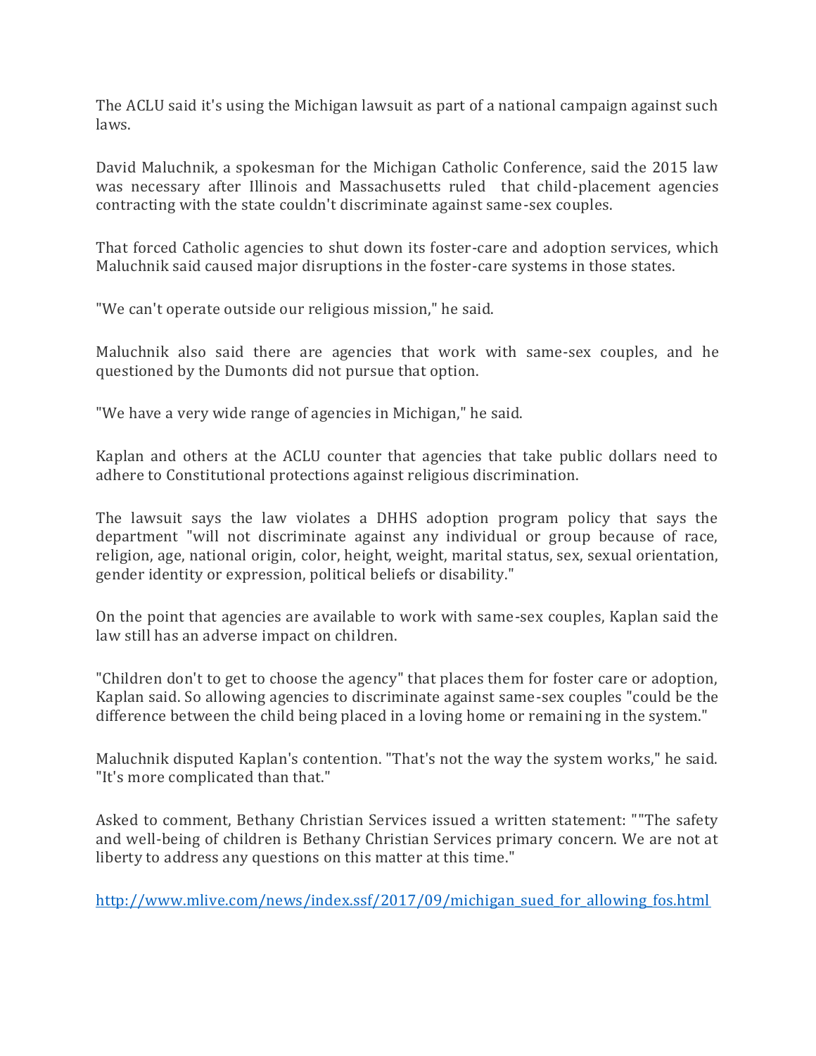The ACLU said it's using the Michigan lawsuit as part of a national campaign against such laws.

David Maluchnik, a spokesman for the Michigan Catholic Conference, said the 2015 law was necessary after Illinois and Massachusetts ruled that child-placement agencies contracting with the state couldn't discriminate against same-sex couples.

That forced Catholic agencies to shut down its foster-care and adoption services, which Maluchnik said caused major disruptions in the foster-care systems in those states.

"We can't operate outside our religious mission," he said.

Maluchnik also said there are agencies that work with same-sex couples, and he questioned by the Dumonts did not pursue that option.

"We have a very wide range of agencies in Michigan," he said.

Kaplan and others at the ACLU counter that agencies that take public dollars need to adhere to Constitutional protections against religious discrimination.

The lawsuit says the law violates a DHHS adoption program policy that says the department "will not discriminate against any individual or group because of race, religion, age, national origin, color, height, weight, marital status, sex, sexual orientation, gender identity or expression, political beliefs or disability."

On the point that agencies are available to work with same-sex couples, Kaplan said the law still has an adverse impact on children.

"Children don't to get to choose the agency" that places them for foster care or adoption, Kaplan said. So allowing agencies to discriminate against same-sex couples "could be the difference between the child being placed in a loving home or remaining in the system."

Maluchnik disputed Kaplan's contention. "That's not the way the system works," he said. "It's more complicated than that."

Asked to comment, Bethany Christian Services issued a written statement: ""The safety and well-being of children is Bethany Christian Services primary concern. We are not at liberty to address any questions on this matter at this time."

http://www.mlive.com/news/index.ssf/2017/09/michigan_sued_for_allowing_fos.html